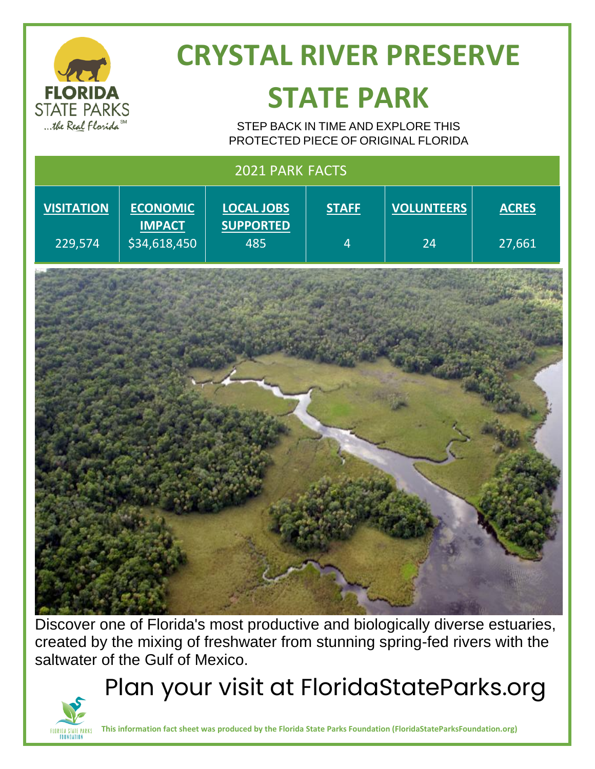# CRYSTAL RIVER PRESERVE STATE PARK

STEP BACK IN TIME AND EXPLORE THIS PROTECTED PIECE OF ORIGINAL FLORIDA

## 2021 PARK FACTS

| VISITATION | ECONOMIC IMPACT | LOCAL JOBS SUPPORTED | STAFF | VOLUNTEERS | ACRES |
|---|---|---|---|---|---|
| 229,574 | $34,618,450 | 485 | 4 | 24 | 27,661 |

Discover one of Florida's most productive and biologically diverse estuaries, created by the mixing of freshwater from stunning spring-fed rivers with the saltwater of the Gulf of Mexico.

Plan your visit at FloridaStateParks.org

**This information fact sheet was produced by the Florida State Parks Foundation (FloridaStateParksFoundation.org)**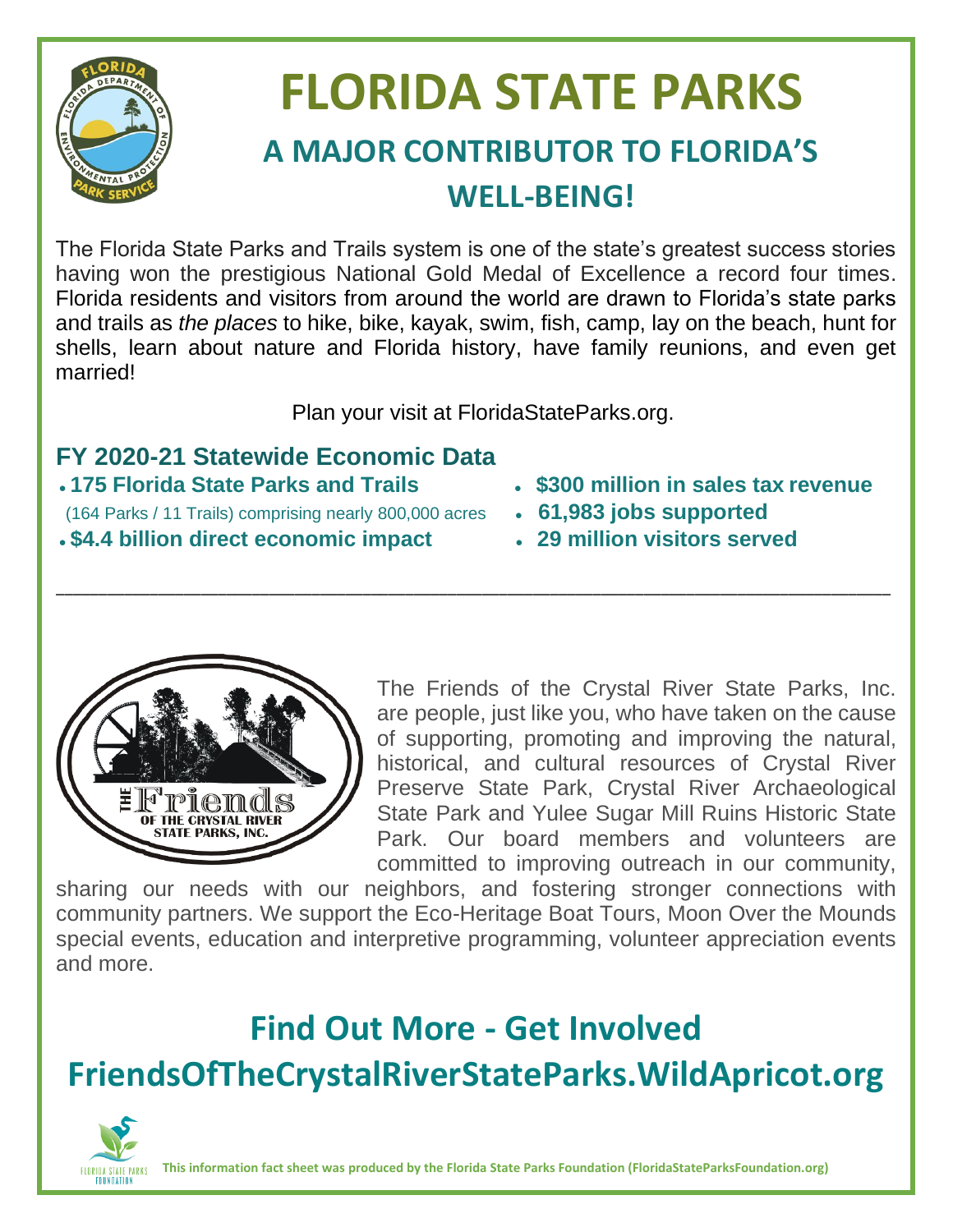# FLORIDA STATE PARKS

## A MAJOR CONTRIBUTOR TO FLORIDA'S WELL-BEING!

The Florida State Parks and Trails system is one of the state's greatest success stories having won the prestigious National Gold Medal of Excellence a record four times. Florida residents and visitors from around the world are drawn to Florida's state parks and trails as *the places* to hike, bike, kayak, swim, fish, camp, lay on the beach, hunt for shells, learn about nature and Florida history, have family reunions, and even get married!

Plan your visit at FloridaStateParks.org.

### FY 2020-21 Statewide Economic Data

- **175 Florida State Parks and Trails**
  (164 Parks / 11 Trails) comprising nearly 800,000 acres
- **$4.4 billion direct economic impact**
- **$300 million in sales tax revenue**
- **61,983 jobs supported**
- **29 million visitors served**

---

The Friends of the Crystal River State Parks, Inc. are people, just like you, who have taken on the cause of supporting, promoting and improving the natural, historical, and cultural resources of Crystal River Preserve State Park, Crystal River Archaeological State Park and Yulee Sugar Mill Ruins Historic State Park. Our board members and volunteers are committed to improving outreach in our community, sharing our needs with our neighbors, and fostering stronger connections with community partners. We support the Eco-Heritage Boat Tours, Moon Over the Mounds special events, education and interpretive programming, volunteer appreciation events and more.

## Find Out More - Get Involved

## FriendsOfTheCrystalRiverStateParks.WildApricot.org

**This information fact sheet was produced by the Florida State Parks Foundation (FloridaStateParksFoundation.org)**